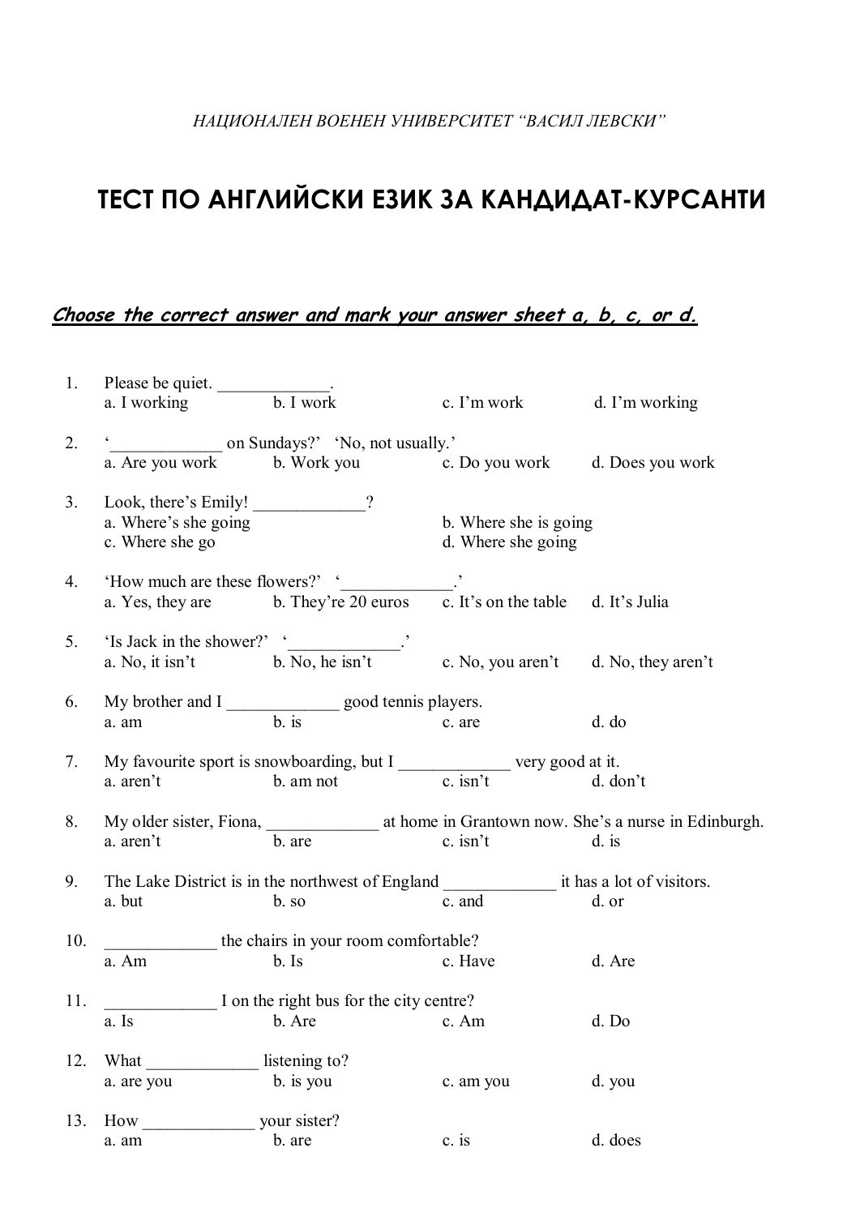*НАЦИОНАЛЕН ВОЕНЕН УНИВЕРСИТЕТ "ВАСИЛ ЛЕВСКИ"*

# ТЕСТ ПО АНГЛИЙСКИ ЕЗИК ЗА КАНДИДАТ-КУРСАНТИ

***Choose the correct answer and mark your answer sheet a, b, c, or d.***

1. Please be quiet. _____________.
   a. I working   b. I work   c. I'm work   d. I'm working

2. '_____________ on Sundays?' 'No, not usually.'
   a. Are you work   b. Work you   c. Do you work   d. Does you work

3. Look, there's Emily! _____________?
   a. Where's she going   b. Where she is going
   c. Where she go   d. Where she going

4. 'How much are these flowers?' '_____________.'
   a. Yes, they are   b. They're 20 euros   c. It's on the table   d. It's Julia

5. 'Is Jack in the shower?' '_____________.'
   a. No, it isn't   b. No, he isn't   c. No, you aren't   d. No, they aren't

6. My brother and I _____________ good tennis players.
   a. am   b. is   c. are   d. do

7. My favourite sport is snowboarding, but I _____________ very good at it.
   a. aren't   b. am not   c. isn't   d. don't

8. My older sister, Fiona, _____________ at home in Grantown now. She's a nurse in Edinburgh.
   a. aren't   b. are   c. isn't   d. is

9. The Lake District is in the northwest of England _____________ it has a lot of visitors.
   a. but   b. so   c. and   d. or

10. _____________ the chairs in your room comfortable?
    a. Am   b. Is   c. Have   d. Are

11. _____________ I on the right bus for the city centre?
    a. Is   b. Are   c. Am   d. Do

12. What _____________ listening to?
    a. are you   b. is you   c. am you   d. you

13. How _____________ your sister?
    a. am   b. are   c. is   d. does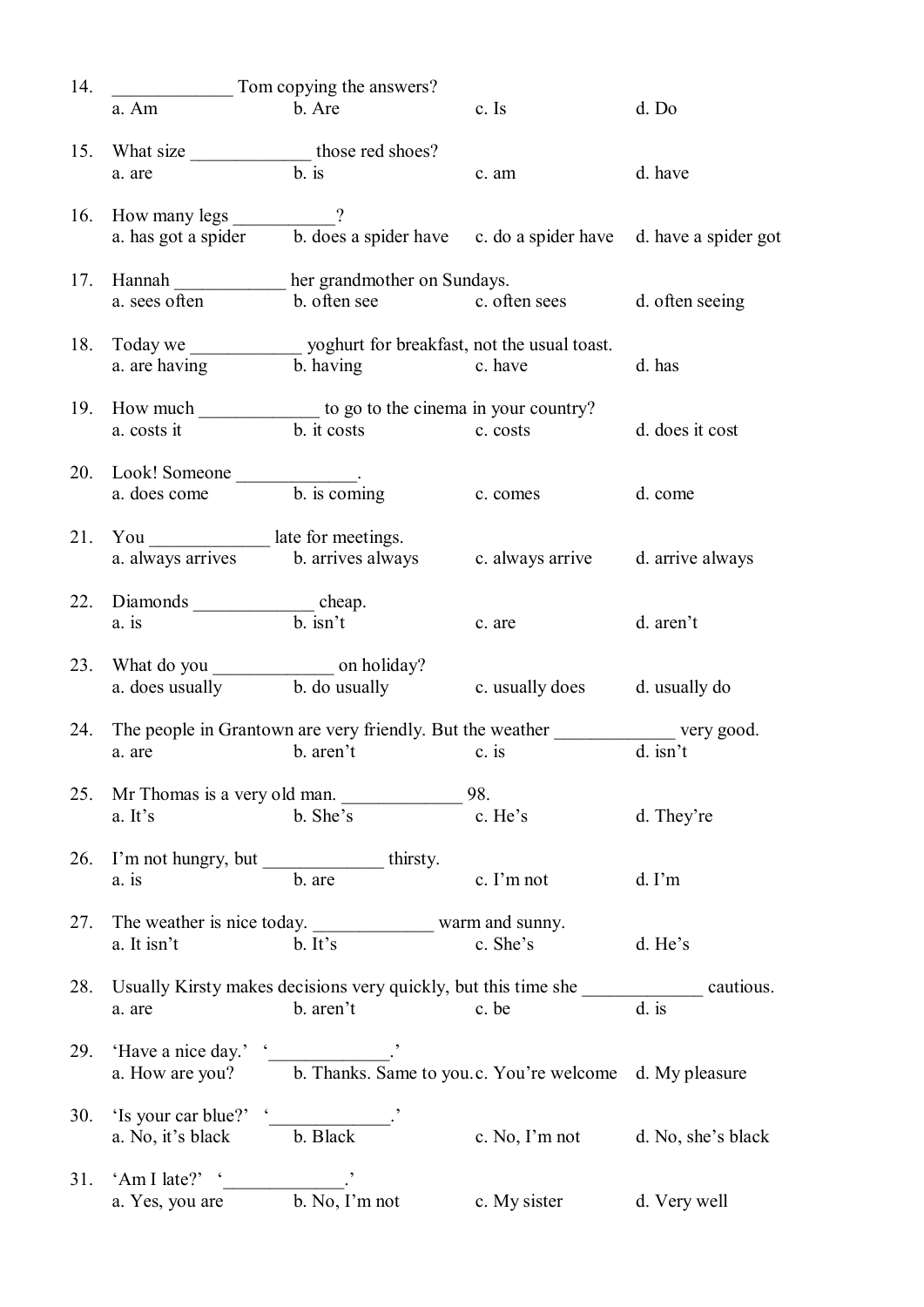14. _____________ Tom copying the answers?
 a. Am b. Are c. Is d. Do

15. What size _____________ those red shoes?
 a. are b. is c. am d. have

16. How many legs ___________?
 a. has got a spider b. does a spider have c. do a spider have d. have a spider got

17. Hannah ____________ her grandmother on Sundays.
 a. sees often b. often see c. often sees d. often seeing

18. Today we ____________ yoghurt for breakfast, not the usual toast.
 a. are having b. having c. have d. has

19. How much _____________ to go to the cinema in your country?
 a. costs it b. it costs c. costs d. does it cost

20. Look! Someone _____________.
 a. does come b. is coming c. comes d. come

21. You _____________ late for meetings.
 a. always arrives b. arrives always c. always arrive d. arrive always

22. Diamonds _____________ cheap.
 a. is b. isn't c. are d. aren't

23. What do you _____________ on holiday?
 a. does usually b. do usually c. usually does d. usually do

24. The people in Grantown are very friendly. But the weather _____________ very good.
 a. are b. aren't c. is d. isn't

25. Mr Thomas is a very old man. _____________ 98.
 a. It's b. She's c. He's d. They're

26. I'm not hungry, but _____________ thirsty.
 a. is b. are c. I'm not d. I'm

27. The weather is nice today. _____________ warm and sunny.
 a. It isn't b. It's c. She's d. He's

28. Usually Kirsty makes decisions very quickly, but this time she _____________ cautious.
 a. are b. aren't c. be d. is

29. 'Have a nice day.' '_____________.'
 a. How are you? b. Thanks. Same to you. c. You're welcome d. My pleasure

30. 'Is your car blue?' '_____________.'
 a. No, it's black b. Black c. No, I'm not d. No, she's black

31. 'Am I late?' '_____________.'
 a. Yes, you are b. No, I'm not c. My sister d. Very well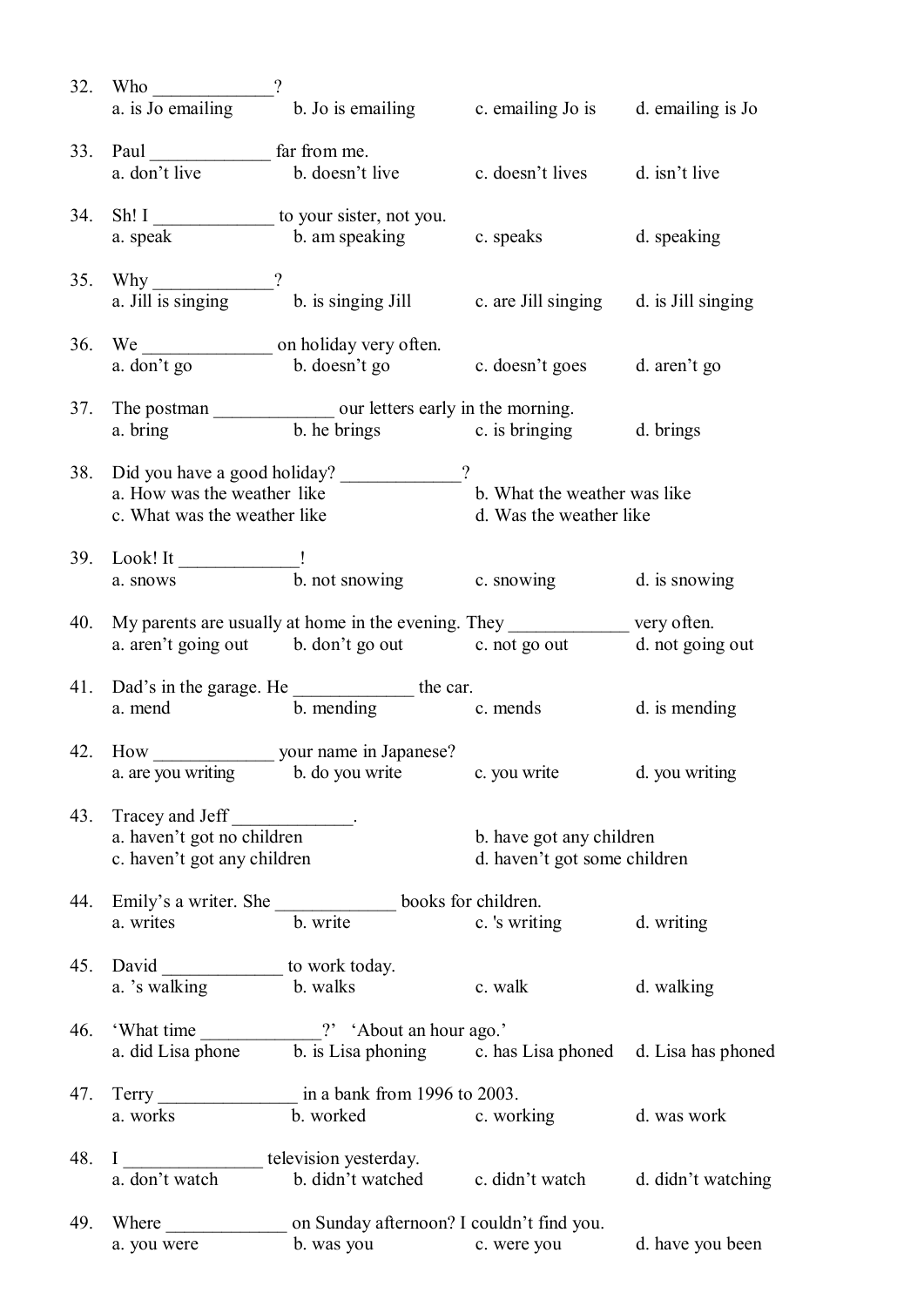32. Who _____________?
    a. is Jo emailing b. Jo is emailing c. emailing Jo is d. emailing is Jo

33. Paul _____________ far from me.
    a. don't live b. doesn't live c. doesn't lives d. isn't live

34. Sh! I _____________ to your sister, not you.
    a. speak b. am speaking c. speaks d. speaking

35. Why _____________?
    a. Jill is singing b. is singing Jill c. are Jill singing d. is Jill singing

36. We ______________ on holiday very often.
    a. don't go b. doesn't go c. doesn't goes d. aren't go

37. The postman _____________ our letters early in the morning.
    a. bring b. he brings c. is bringing d. brings

38. Did you have a good holiday? _____________?
    a. How was the weather like
    b. What the weather was like
    c. What was the weather like
    d. Was the weather like

39. Look! It _____________!
    a. snows b. not snowing c. snowing d. is snowing

40. My parents are usually at home in the evening. They _____________ very often.
    a. aren't going out b. don't go out c. not go out d. not going out

41. Dad's in the garage. He _____________ the car.
    a. mend b. mending c. mends d. is mending

42. How _____________ your name in Japanese?
    a. are you writing b. do you write c. you write d. you writing

43. Tracey and Jeff _____________.
    a. haven't got no children
    b. have got any children
    c. haven't got any children
    d. haven't got some children

44. Emily's a writer. She _____________ books for children.
    a. writes b. write c. 's writing d. writing

45. David _____________ to work today.
    a. 's walking b. walks c. walk d. walking

46. 'What time _____________?' 'About an hour ago.'
    a. did Lisa phone b. is Lisa phoning c. has Lisa phoned d. Lisa has phoned

47. Terry _______________ in a bank from 1996 to 2003.
    a. works b. worked c. working d. was work

48. I _______________ television yesterday.
    a. don't watch b. didn't watched c. didn't watch d. didn't watching

49. Where _____________ on Sunday afternoon? I couldn't find you.
    a. you were b. was you c. were you d. have you been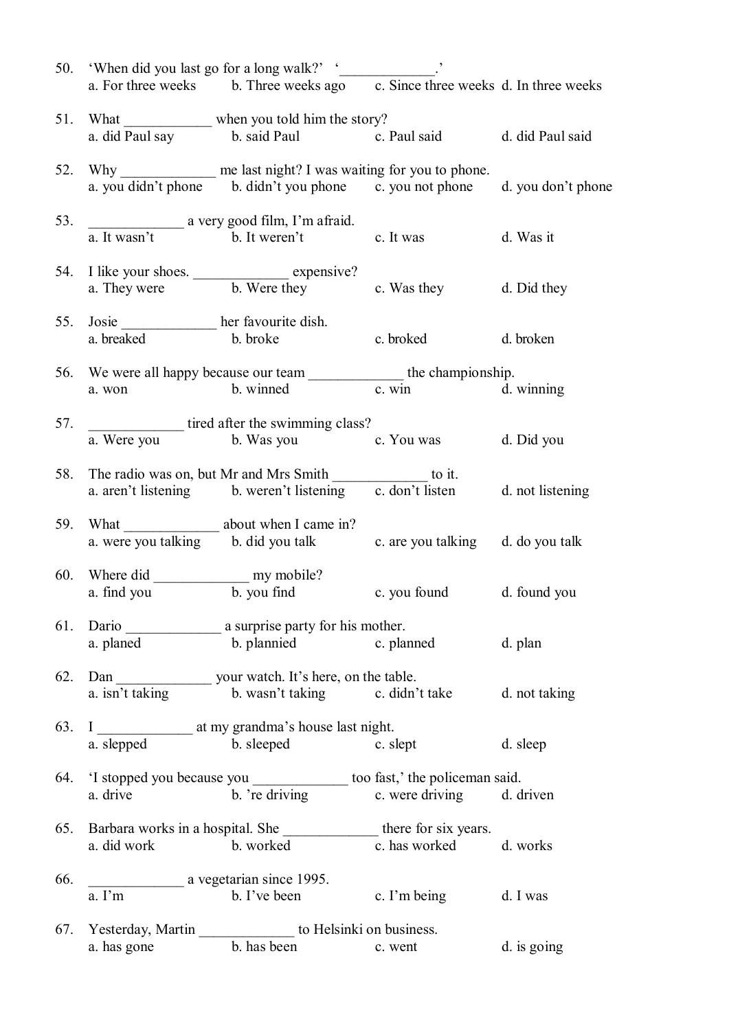50. 'When did you last go for a long walk?' '_____________.'
a. For three weeks   b. Three weeks ago   c. Since three weeks   d. In three weeks

51. What ____________ when you told him the story?
a. did Paul say   b. said Paul   c. Paul said   d. did Paul said

52. Why _____________ me last night? I was waiting for you to phone.
a. you didn't phone   b. didn't you phone   c. you not phone   d. you don't phone

53. _____________ a very good film, I'm afraid.
a. It wasn't   b. It weren't   c. It was   d. Was it

54. I like your shoes. _____________ expensive?
a. They were   b. Were they   c. Was they   d. Did they

55. Josie _____________ her favourite dish.
a. breaked   b. broke   c. broked   d. broken

56. We were all happy because our team _____________ the championship.
a. won   b. winned   c. win   d. winning

57. _____________ tired after the swimming class?
a. Were you   b. Was you   c. You was   d. Did you

58. The radio was on, but Mr and Mrs Smith _____________ to it.
a. aren't listening   b. weren't listening   c. don't listen   d. not listening

59. What _____________ about when I came in?
a. were you talking   b. did you talk   c. are you talking   d. do you talk

60. Where did _____________ my mobile?
a. find you   b. you find   c. you found   d. found you

61. Dario _____________ a surprise party for his mother.
a. planed   b. plannied   c. planned   d. plan

62. Dan _____________ your watch. It's here, on the table.
a. isn't taking   b. wasn't taking   c. didn't take   d. not taking

63. I _____________ at my grandma's house last night.
a. slepped   b. sleeped   c. slept   d. sleep

64. 'I stopped you because you _____________ too fast,' the policeman said.
a. drive   b. 're driving   c. were driving   d. driven

65. Barbara works in a hospital. She _____________ there for six years.
a. did work   b. worked   c. has worked   d. works

66. _____________ a vegetarian since 1995.
a. I'm   b. I've been   c. I'm being   d. I was

67. Yesterday, Martin _____________ to Helsinki on business.
a. has gone   b. has been   c. went   d. is going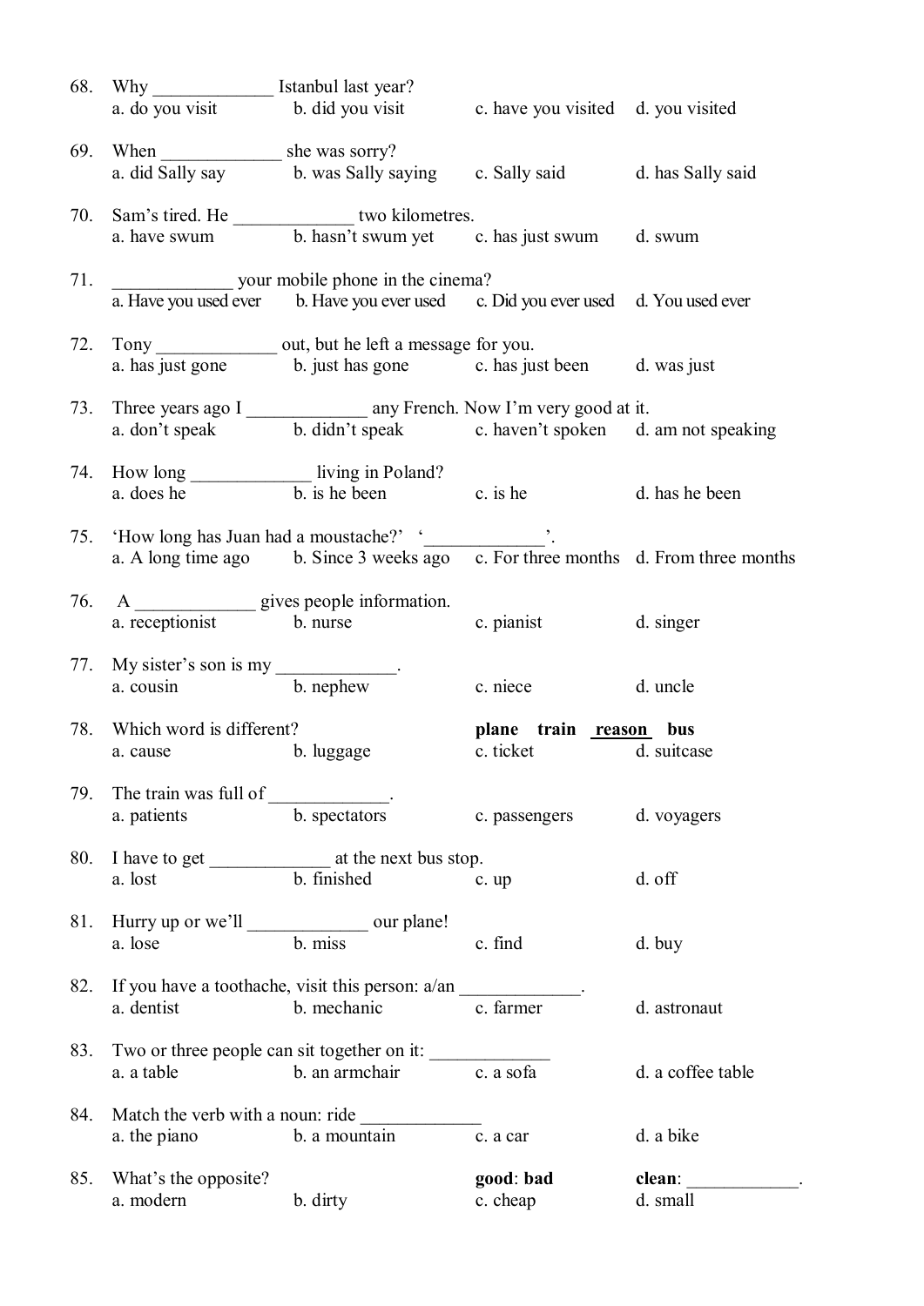68. Why _____________ Istanbul last year?
    a. do you visit b. did you visit c. have you visited d. you visited

69. When _____________ she was sorry?
    a. did Sally say b. was Sally saying c. Sally said d. has Sally said

70. Sam's tired. He _____________ two kilometres.
    a. have swum b. hasn't swum yet c. has just swum d. swum

71. _____________ your mobile phone in the cinema?
    a. Have you used ever b. Have you ever used c. Did you ever used d. You used ever

72. Tony _____________ out, but he left a message for you.
    a. has just gone b. just has gone c. has just been d. was just

73. Three years ago I _____________ any French. Now I'm very good at it.
    a. don't speak b. didn't speak c. haven't spoken d. am not speaking

74. How long _____________ living in Poland?
    a. does he b. is he been c. is he d. has he been

75. 'How long has Juan had a moustache?' '_____________'.
    a. A long time ago b. Since 3 weeks ago c. For three months d. From three months

76. A _____________ gives people information.
    a. receptionist b. nurse c. pianist d. singer

77. My sister's son is my _____________.
    a. cousin b. nephew c. niece d. uncle

78. Which word is different? **plane train <u>reason</u> bus**
    a. cause b. luggage c. ticket d. suitcase

79. The train was full of _____________.
    a. patients b. spectators c. passengers d. voyagers

80. I have to get _____________ at the next bus stop.
    a. lost b. finished c. up d. off

81. Hurry up or we'll _____________ our plane!
    a. lose b. miss c. find d. buy

82. If you have a toothache, visit this person: a/an _____________.
    a. dentist b. mechanic c. farmer d. astronaut

83. Two or three people can sit together on it: _____________
    a. a table b. an armchair c. a sofa d. a coffee table

84. Match the verb with a noun: ride _____________
    a. the piano b. a mountain c. a car d. a bike

85. What's the opposite? **good**: **bad** **clean**: _____________.
    a. modern b. dirty c. cheap d. small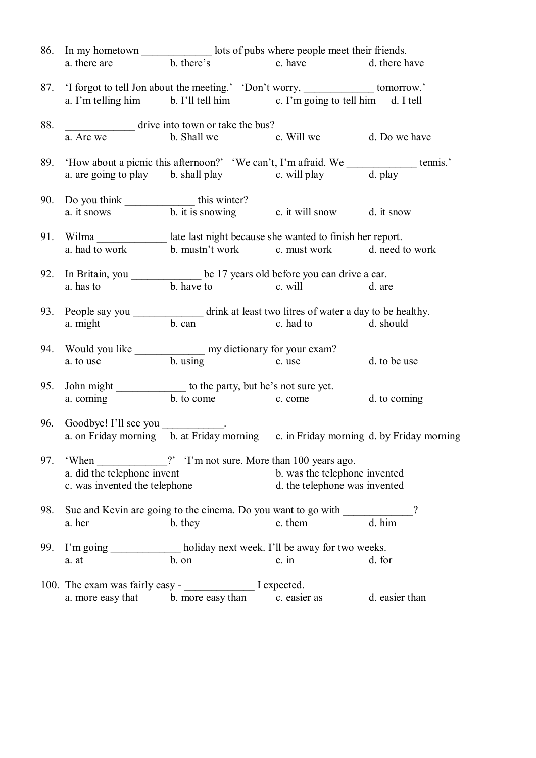86. In my hometown _____________ lots of pubs where people meet their friends.
    a. there are    b. there's    c. have    d. there have

87. 'I forgot to tell Jon about the meeting.' 'Don't worry, _____________ tomorrow.'
    a. I'm telling him    b. I'll tell him    c. I'm going to tell him    d. I tell

88. _____________ drive into town or take the bus?
    a. Are we    b. Shall we    c. Will we    d. Do we have

89. 'How about a picnic this afternoon?' 'We can't, I'm afraid. We _____________ tennis.'
    a. are going to play    b. shall play    c. will play    d. play

90. Do you think _____________ this winter?
    a. it snows    b. it is snowing    c. it will snow    d. it snow

91. Wilma _____________ late last night because she wanted to finish her report.
    a. had to work    b. mustn't work    c. must work    d. need to work

92. In Britain, you _____________ be 17 years old before you can drive a car.
    a. has to    b. have to    c. will    d. are

93. People say you _____________ drink at least two litres of water a day to be healthy.
    a. might    b. can    c. had to    d. should

94. Would you like _____________ my dictionary for your exam?
    a. to use    b. using    c. use    d. to be use

95. John might _____________ to the party, but he's not sure yet.
    a. coming    b. to come    c. come    d. to coming

96. Goodbye! I'll see you ___________.
    a. on Friday morning    b. at Friday morning    c. in Friday morning    d. by Friday morning

97. 'When _____________?' 'I'm not sure. More than 100 years ago.
    a. did the telephone invent    b. was the telephone invented
    c. was invented the telephone    d. the telephone was invented

98. Sue and Kevin are going to the cinema. Do you want to go with _____________?
    a. her    b. they    c. them    d. him

99. I'm going _____________ holiday next week. I'll be away for two weeks.
    a. at    b. on    c. in    d. for

100. The exam was fairly easy - _____________ I expected.
    a. more easy that    b. more easy than    c. easier as    d. easier than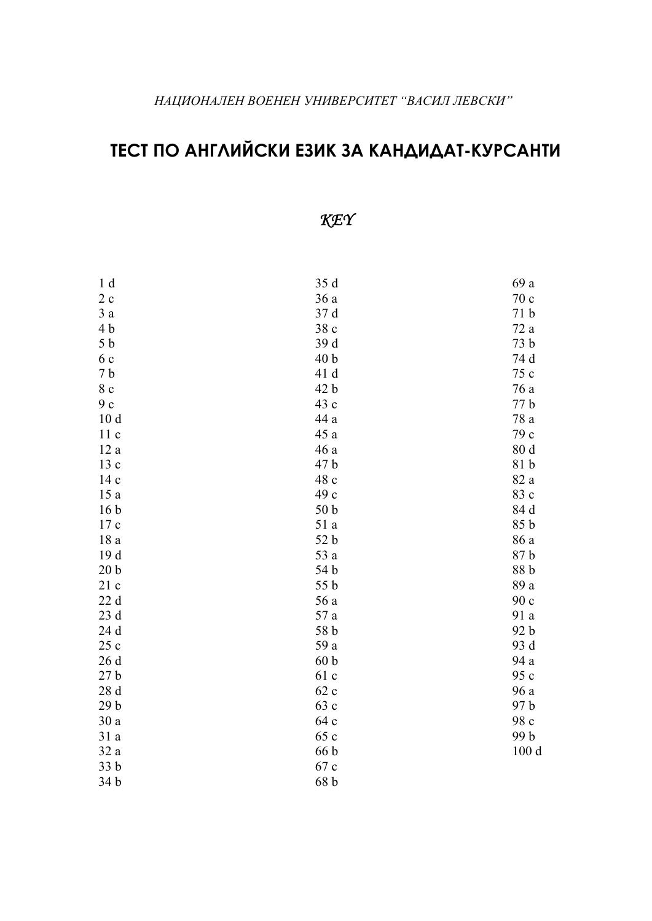*НАЦИОНАЛЕН ВОЕНЕН УНИВЕРСИТЕТ "ВАСИЛ ЛЕВСКИ"*

# ТЕСТ ПО АНГЛИЙСКИ ЕЗИК ЗА КАНДИДАТ-КУРСАНТИ

*KEY*

1 d
2 c
3 a
4 b
5 b
6 c
7 b
8 c
9 c
10 d
11 c
12 a
13 c
14 c
15 a
16 b
17 c
18 a
19 d
20 b
21 c
22 d
23 d
24 d
25 c
26 d
27 b
28 d
29 b
30 a
31 a
32 a
33 b
34 b
35 d
36 a
37 d
38 c
39 d
40 b
41 d
42 b
43 c
44 a
45 a
46 a
47 b
48 c
49 c
50 b
51 a
52 b
53 a
54 b
55 b
56 a
57 a
58 b
59 a
60 b
61 c
62 c
63 c
64 c
65 c
66 b
67 c
68 b
69 a
70 c
71 b
72 a
73 b
74 d
75 c
76 a
77 b
78 a
79 c
80 d
81 b
82 a
83 c
84 d
85 b
86 a
87 b
88 b
89 a
90 c
91 a
92 b
93 d
94 a
95 c
96 a
97 b
98 c
99 b
100 d